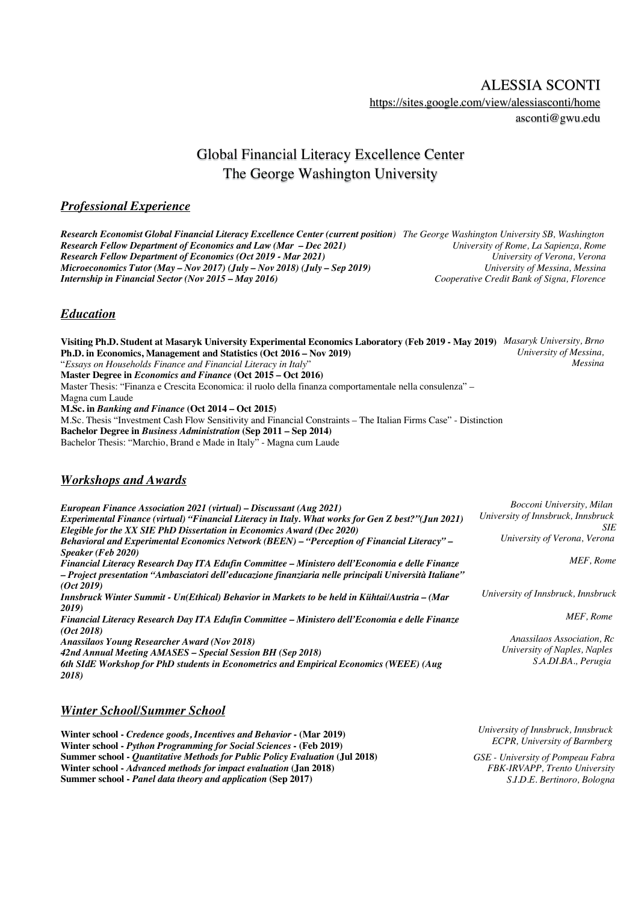# ALESSIA SCONTI

https://sites.google.com/view/alessiasconti/home
asconti@gwu.edu

## Global Financial Literacy Excellence Center
## The George Washington University

## *Professional Experience*

***Research Economist Global Financial Literacy Excellence Center (current position)*** *The George Washington University SB, Washington*
***Research Fellow Department of Economics and Law (Mar – Dec 2021)*** *University of Rome, La Sapienza, Rome*
***Research Fellow Department of Economics (Oct 2019 - Mar 2021)*** *University of Verona, Verona*
***Microeconomics Tutor (May – Nov 2017) (July – Nov 2018) (July – Sep 2019)*** *University of Messina, Messina*
***Internship in Financial Sector (Nov 2015 – May 2016)*** *Cooperative Credit Bank of Signa, Florence*

## *Education*

**Visiting Ph.D. Student at Masaryk University Experimental Economics Laboratory (Feb 2019 - May 2019)** *Masaryk University, Brno*
**Ph.D. in Economics, Management and Statistics (Oct 2016 – Nov 2019)** *University of Messina, Messina*
"*Essays on Households Finance and Financial Literacy in Italy*"
**Master Degree in *Economics and Finance* (Oct 2015 – Oct 2016)**
Master Thesis: "Finanza e Crescita Economica: il ruolo della finanza comportamentale nella consulenza" – Magna cum Laude
**M.Sc. in *Banking and Finance* (Oct 2014 – Oct 2015)**
M.Sc. Thesis "Investment Cash Flow Sensitivity and Financial Constraints – The Italian Firms Case" - Distinction
**Bachelor Degree in *Business Administration* (Sep 2011 – Sep 2014)**
Bachelor Thesis: "Marchio, Brand e Made in Italy" - Magna cum Laude

## *Workshops and Awards*

***European Finance Association 2021 (virtual) – Discussant (Aug 2021)*** *Bocconi University, Milan*
***Experimental Finance (virtual) "Financial Literacy in Italy. What works for Gen Z best?"(Jun 2021)*** *University of Innsbruck, Innsbruck*
***Elegible for the XX SIE PhD Dissertation in Economics Award (Dec 2020)*** *SIE*
***Behavioral and Experimental Economics Network (BEEN) – "Perception of Financial Literacy" – Speaker (Feb 2020)*** *University of Verona, Verona*
***Financial Literacy Research Day ITA Edufin Committee – Ministero dell'Economia e delle Finanze – Project presentation "Ambasciatori dell'educazione finanziaria nelle principali Università Italiane" (Oct 2019)*** *MEF, Rome*
***Innsbruck Winter Summit - Un(Ethical) Behavior in Markets to be held in Kühtai/Austria – (Mar 2019)*** *University of Innsbruck, Innsbruck*
***Financial Literacy Research Day ITA Edufin Committee – Ministero dell'Economia e delle Finanze (Oct 2018)*** *MEF, Rome*
***Anassilaos Young Researcher Award (Nov 2018)*** *Anassilaos Association, Rc*
***42nd Annual Meeting AMASES – Special Session BH (Sep 2018)*** *University of Naples, Naples*
***6th SIdE Workshop for PhD students in Econometrics and Empirical Economics (WEEE) (Aug 2018)*** *S.A.DI.BA., Perugia*

## *Winter School/Summer School*

**Winter school - *Credence goods, Incentives and Behavior* - (Mar 2019)** *University of Innsbruck, Innsbruck*
**Winter school - *Python Programming for Social Sciences* - (Feb 2019)** *ECPR, University of Barmberg*
**Summer school - *Quantitative Methods for Public Policy Evaluation* (Jul 2018)** *GSE - University of Pompeau Fabra*
**Winter school - *Advanced methods for impact evaluation* (Jan 2018)** *FBK-IRVAPP, Trento University*
**Summer school - *Panel data theory and application* (Sep 2017)** *S.I.D.E. Bertinoro, Bologna*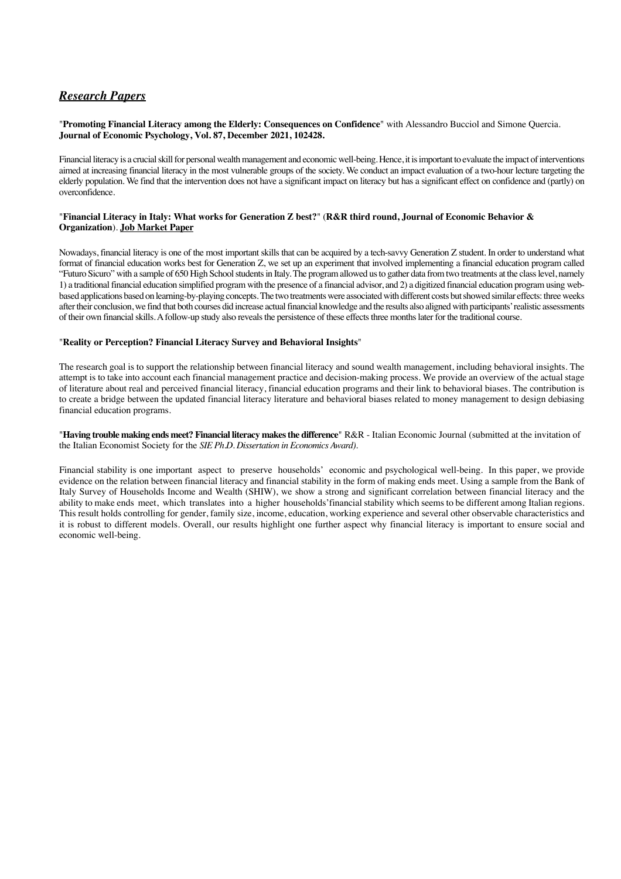## ***Research Papers***

"**Promoting Financial Literacy among the Elderly: Consequences on Confidence**" with Alessandro Bucciol and Simone Quercia. **Journal of Economic Psychology, Vol. 87, December 2021, 102428.**

Financial literacy is a crucial skill for personal wealth management and economic well-being. Hence, it is important to evaluate the impact of interventions aimed at increasing financial literacy in the most vulnerable groups of the society. We conduct an impact evaluation of a two-hour lecture targeting the elderly population. We find that the intervention does not have a significant impact on literacy but has a significant effect on confidence and (partly) on overconfidence.

"**Financial Literacy in Italy: What works for Generation Z best?**" (**R&R third round, Journal of Economic Behavior & Organization**). **Job Market Paper**

Nowadays, financial literacy is one of the most important skills that can be acquired by a tech-savvy Generation Z student. In order to understand what format of financial education works best for Generation Z, we set up an experiment that involved implementing a financial education program called "Futuro Sicuro" with a sample of 650 High School students in Italy. The program allowed us to gather data from two treatments at the class level, namely 1) a traditional financial education simplified program with the presence of a financial advisor, and 2) a digitized financial education program using web-based applications based on learning-by-playing concepts. The two treatments were associated with different costs but showed similar effects: three weeks after their conclusion, we find that both courses did increase actual financial knowledge and the results also aligned with participants' realistic assessments of their own financial skills. A follow-up study also reveals the persistence of these effects three months later for the traditional course.

"**Reality or Perception? Financial Literacy Survey and Behavioral Insights**"

The research goal is to support the relationship between financial literacy and sound wealth management, including behavioral insights. The attempt is to take into account each financial management practice and decision-making process. We provide an overview of the actual stage of literature about real and perceived financial literacy, financial education programs and their link to behavioral biases. The contribution is to create a bridge between the updated financial literacy literature and behavioral biases related to money management to design debiasing financial education programs.

"**Having trouble making ends meet? Financial literacy makes the difference**" R&R - Italian Economic Journal (submitted at the invitation of the Italian Economist Society for the *SIE Ph.D. Dissertation in Economics Award).*

Financial stability is one important aspect to preserve households' economic and psychological well-being. In this paper, we provide evidence on the relation between financial literacy and financial stability in the form of making ends meet. Using a sample from the Bank of Italy Survey of Households Income and Wealth (SHIW), we show a strong and significant correlation between financial literacy and the ability to make ends meet, which translates into a higher households' financial stability which seems to be different among Italian regions. This result holds controlling for gender, family size, income, education, working experience and several other observable characteristics and it is robust to different models. Overall, our results highlight one further aspect why financial literacy is important to ensure social and economic well-being.